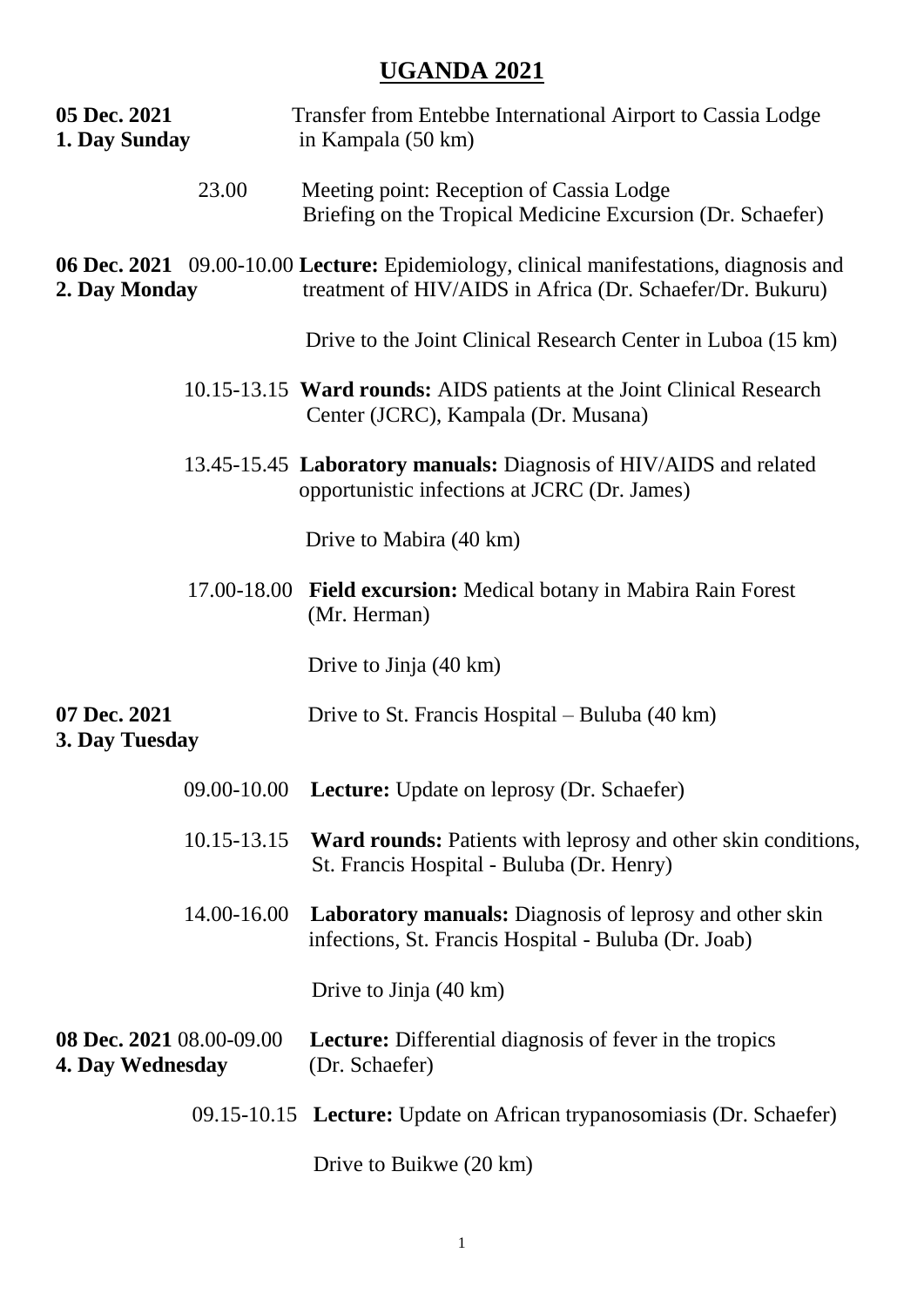# UGANDA 2021

**05 Dec. 2021**
**1. Day Sunday**

Transfer from Entebbe International Airport to Cassia Lodge in Kampala (50 km)

23.00 Meeting point: Reception of Cassia Lodge
Briefing on the Tropical Medicine Excursion (Dr. Schaefer)

**06 Dec. 2021**
**2. Day Monday**

09.00-10.00 **Lecture:** Epidemiology, clinical manifestations, diagnosis and treatment of HIV/AIDS in Africa (Dr. Schaefer/Dr. Bukuru)

Drive to the Joint Clinical Research Center in Luboa (15 km)

10.15-13.15 **Ward rounds:** AIDS patients at the Joint Clinical Research Center (JCRC), Kampala (Dr. Musana)

13.45-15.45 **Laboratory manuals:** Diagnosis of HIV/AIDS and related opportunistic infections at JCRC (Dr. James)

Drive to Mabira (40 km)

17.00-18.00 **Field excursion:** Medical botany in Mabira Rain Forest (Mr. Herman)

Drive to Jinja (40 km)

**07 Dec. 2021**
**3. Day Tuesday**

Drive to St. Francis Hospital – Buluba (40 km)

09.00-10.00 **Lecture:** Update on leprosy (Dr. Schaefer)

10.15-13.15 **Ward rounds:** Patients with leprosy and other skin conditions, St. Francis Hospital - Buluba (Dr. Henry)

14.00-16.00 **Laboratory manuals:** Diagnosis of leprosy and other skin infections, St. Francis Hospital - Buluba (Dr. Joab)

Drive to Jinja (40 km)

**08 Dec. 2021**
**4. Day Wednesday**

08.00-09.00 **Lecture:** Differential diagnosis of fever in the tropics (Dr. Schaefer)

09.15-10.15 **Lecture:** Update on African trypanosomiasis (Dr. Schaefer)

Drive to Buikwe (20 km)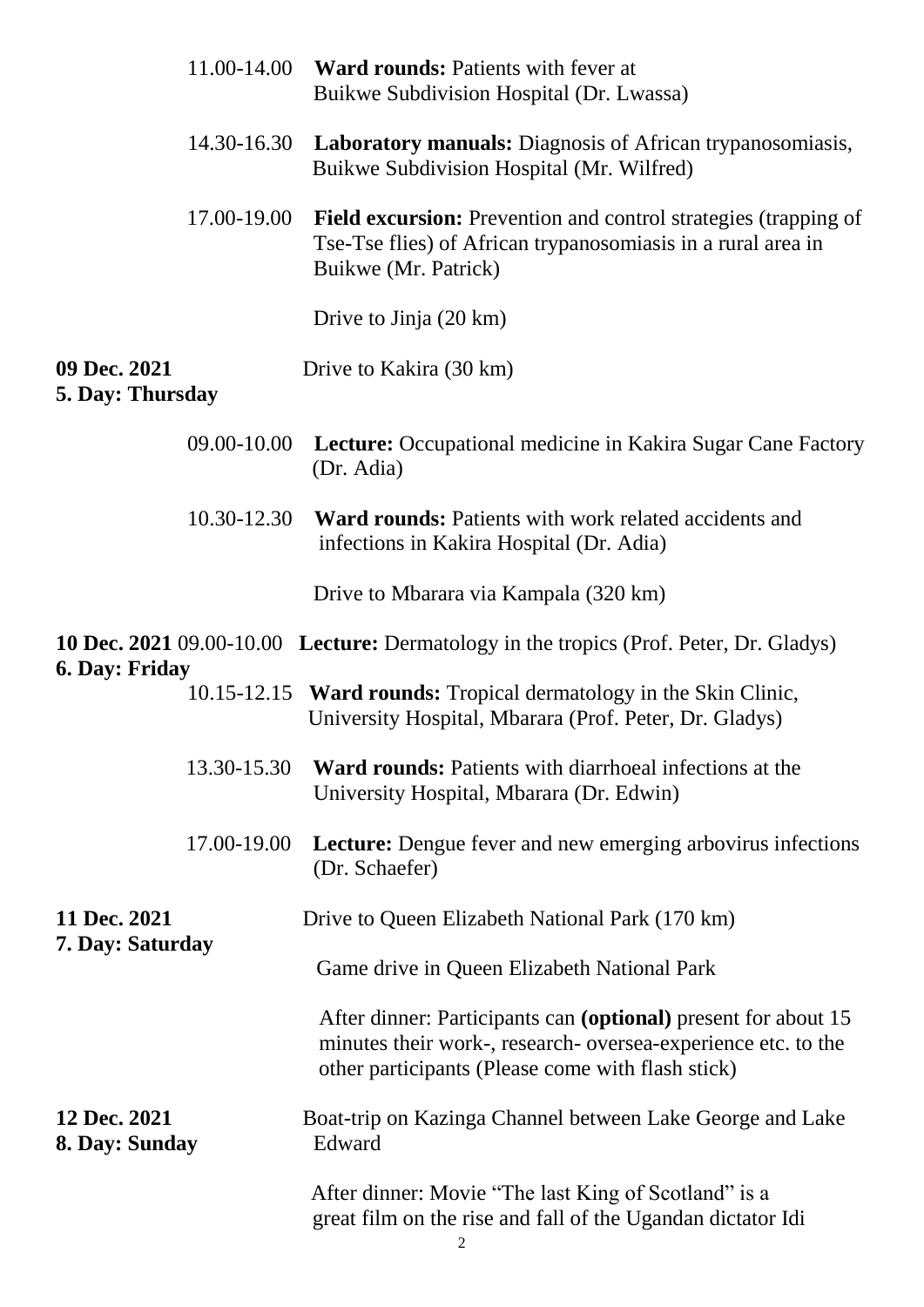11.00-14.00 **Ward rounds:** Patients with fever at Buikwe Subdivision Hospital (Dr. Lwassa)

14.30-16.30 **Laboratory manuals:** Diagnosis of African trypanosomiasis, Buikwe Subdivision Hospital (Mr. Wilfred)

17.00-19.00 **Field excursion:** Prevention and control strategies (trapping of Tse-Tse flies) of African trypanosomiasis in a rural area in Buikwe (Mr. Patrick)

Drive to Jinja (20 km)

**09 Dec. 2021**
**5. Day: Thursday**

Drive to Kakira (30 km)

09.00-10.00 **Lecture:** Occupational medicine in Kakira Sugar Cane Factory (Dr. Adia)

10.30-12.30 **Ward rounds:** Patients with work related accidents and infections in Kakira Hospital (Dr. Adia)

Drive to Mbarara via Kampala (320 km)

**10 Dec. 2021**
**6. Day: Friday**

09.00-10.00 **Lecture:** Dermatology in the tropics (Prof. Peter, Dr. Gladys)

10.15-12.15 **Ward rounds:** Tropical dermatology in the Skin Clinic, University Hospital, Mbarara (Prof. Peter, Dr. Gladys)

13.30-15.30 **Ward rounds:** Patients with diarrhoeal infections at the University Hospital, Mbarara (Dr. Edwin)

17.00-19.00 **Lecture:** Dengue fever and new emerging arbovirus infections (Dr. Schaefer)

**11 Dec. 2021**
**7. Day: Saturday**

Drive to Queen Elizabeth National Park (170 km)

Game drive in Queen Elizabeth National Park

After dinner: Participants can **(optional)** present for about 15 minutes their work-, research- oversea-experience etc. to the other participants (Please come with flash stick)

**12 Dec. 2021**
**8. Day: Sunday**

Boat-trip on Kazinga Channel between Lake George and Lake Edward

After dinner: Movie "The last King of Scotland" is a great film on the rise and fall of the Ugandan dictator Idi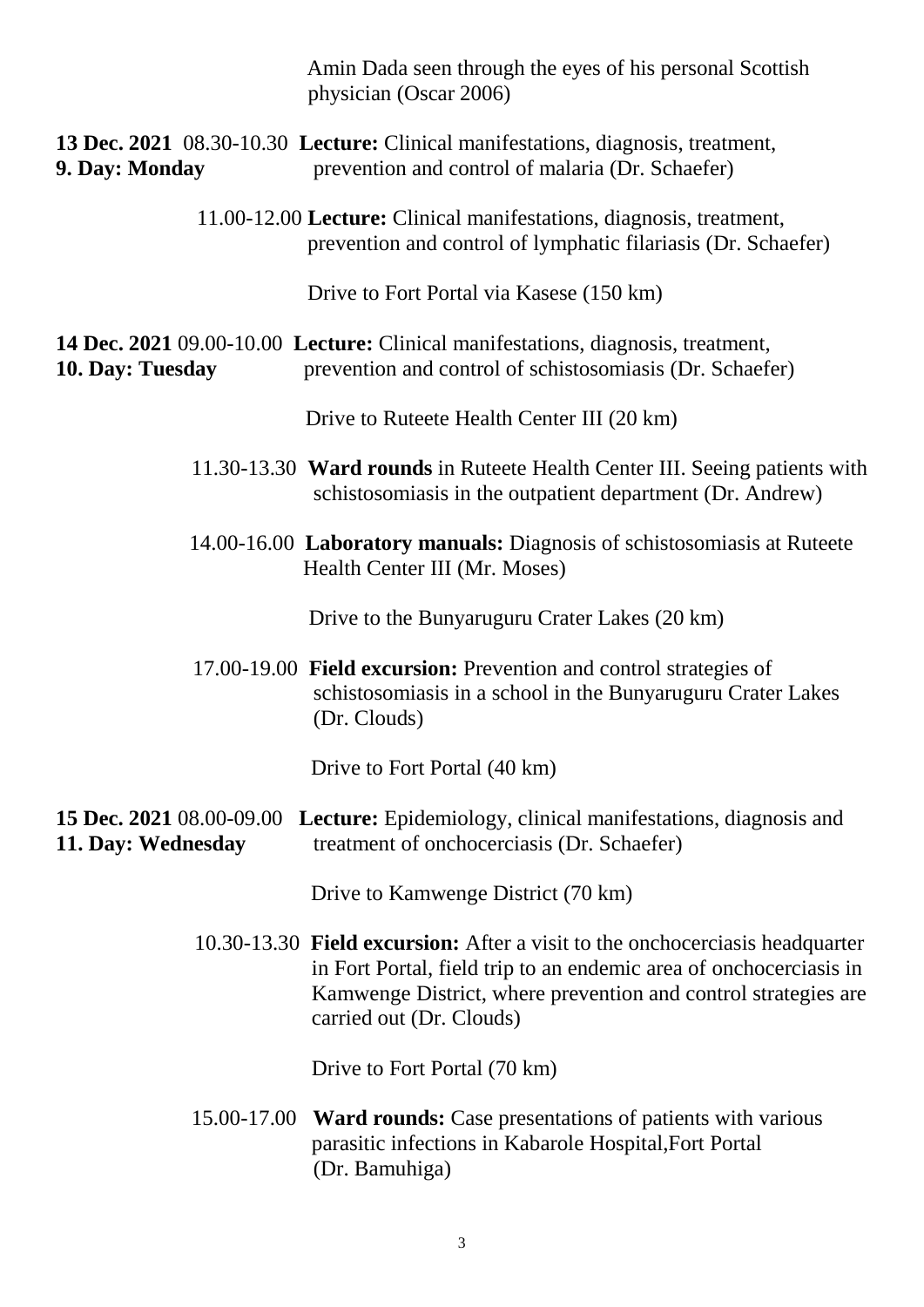Amin Dada seen through the eyes of his personal Scottish physician (Oscar 2006)

**13 Dec. 2021** 08.30-10.30 **Lecture:** Clinical manifestations, diagnosis, treatment,
**9. Day: Monday** prevention and control of malaria (Dr. Schaefer)

11.00-12.00 **Lecture:** Clinical manifestations, diagnosis, treatment, prevention and control of lymphatic filariasis (Dr. Schaefer)

Drive to Fort Portal via Kasese (150 km)

**14 Dec. 2021** 09.00-10.00 **Lecture:** Clinical manifestations, diagnosis, treatment,
**10. Day: Tuesday** prevention and control of schistosomiasis (Dr. Schaefer)

Drive to Ruteete Health Center III (20 km)

11.30-13.30 **Ward rounds** in Ruteete Health Center III. Seeing patients with schistosomiasis in the outpatient department (Dr. Andrew)

14.00-16.00 **Laboratory manuals:** Diagnosis of schistosomiasis at Ruteete Health Center III (Mr. Moses)

Drive to the Bunyaruguru Crater Lakes (20 km)

17.00-19.00 **Field excursion:** Prevention and control strategies of schistosomiasis in a school in the Bunyaruguru Crater Lakes (Dr. Clouds)

Drive to Fort Portal (40 km)

**15 Dec. 2021** 08.00-09.00 **Lecture:** Epidemiology, clinical manifestations, diagnosis and
**11. Day: Wednesday** treatment of onchocerciasis (Dr. Schaefer)

Drive to Kamwenge District (70 km)

10.30-13.30 **Field excursion:** After a visit to the onchocerciasis headquarter in Fort Portal, field trip to an endemic area of onchocerciasis in Kamwenge District, where prevention and control strategies are carried out (Dr. Clouds)

Drive to Fort Portal (70 km)

15.00-17.00 **Ward rounds:** Case presentations of patients with various parasitic infections in Kabarole Hospital,Fort Portal (Dr. Bamuhiga)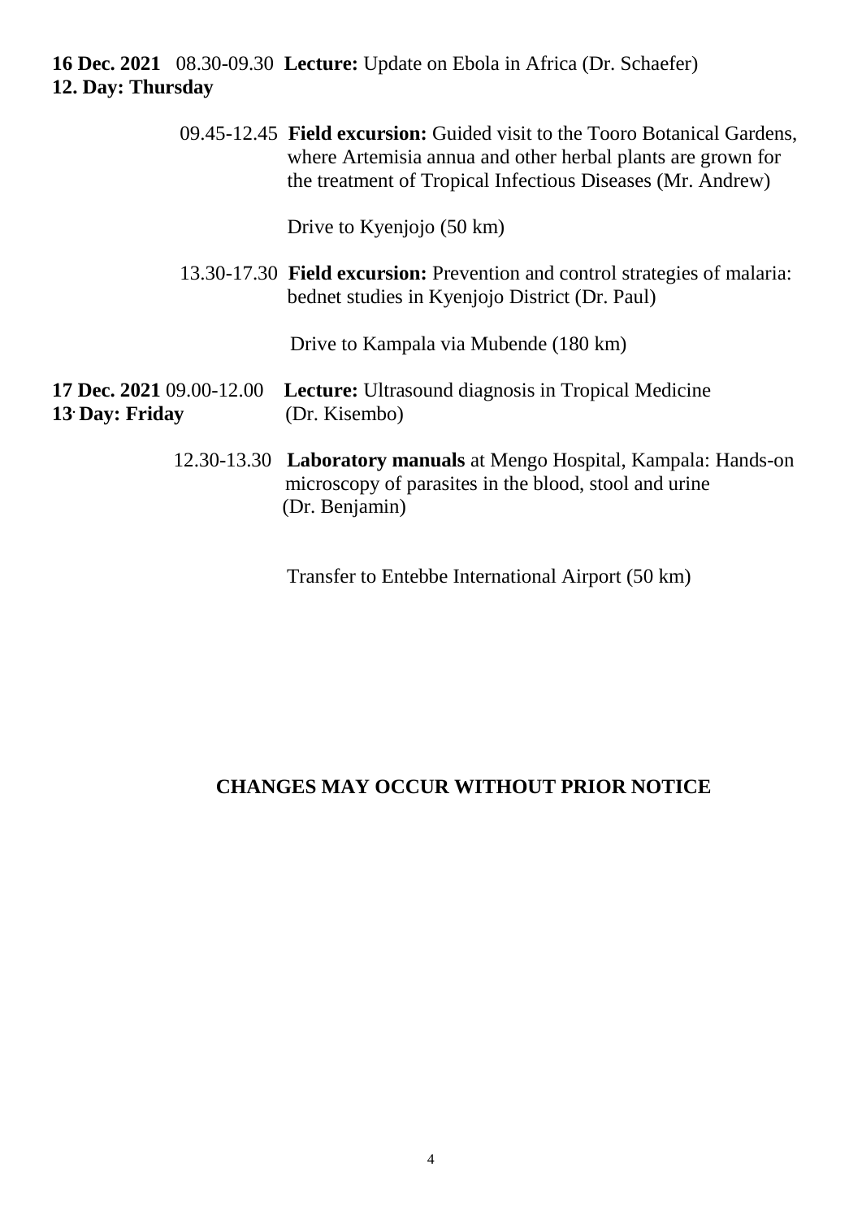**16 Dec. 2021** 08.30-09.30 **Lecture:** Update on Ebola in Africa (Dr. Schaefer)
**12. Day: Thursday**

09.45-12.45 **Field excursion:** Guided visit to the Tooro Botanical Gardens, where Artemisia annua and other herbal plants are grown for the treatment of Tropical Infectious Diseases (Mr. Andrew)

Drive to Kyenjojo (50 km)

13.30-17.30 **Field excursion:** Prevention and control strategies of malaria: bednet studies in Kyenjojo District (Dr. Paul)

Drive to Kampala via Mubende (180 km)

**17 Dec. 2021** 09.00-12.00 **Lecture:** Ultrasound diagnosis in Tropical Medicine (Dr. Kisembo)
**13. Day: Friday**

12.30-13.30 **Laboratory manuals** at Mengo Hospital, Kampala: Hands-on microscopy of parasites in the blood, stool and urine (Dr. Benjamin)

Transfer to Entebbe International Airport (50 km)

**CHANGES MAY OCCUR WITHOUT PRIOR NOTICE**